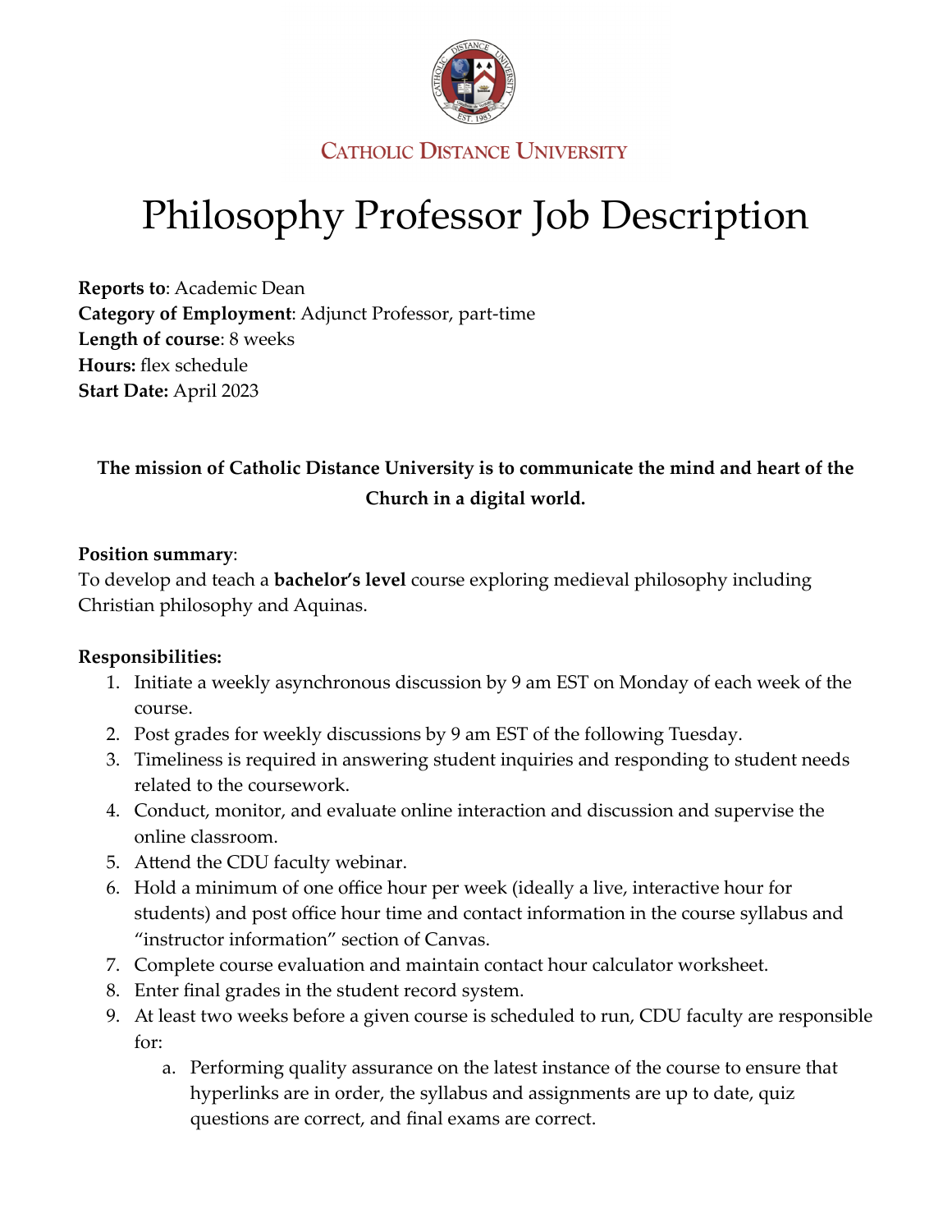CATHOLIC DISTANCE UNIVERSITY

# Philosophy Professor Job Description

**Reports to**: Academic Dean
**Category of Employment**: Adjunct Professor, part-time
**Length of course**: 8 weeks
**Hours:** flex schedule
**Start Date:** April 2023

**The mission of Catholic Distance University is to communicate the mind and heart of the Church in a digital world.**

**Position summary**:
To develop and teach a **bachelor's level** course exploring medieval philosophy including Christian philosophy and Aquinas.

**Responsibilities:**

1. Initiate a weekly asynchronous discussion by 9 am EST on Monday of each week of the course.
2. Post grades for weekly discussions by 9 am EST of the following Tuesday.
3. Timeliness is required in answering student inquiries and responding to student needs related to the coursework.
4. Conduct, monitor, and evaluate online interaction and discussion and supervise the online classroom.
5. Attend the CDU faculty webinar.
6. Hold a minimum of one office hour per week (ideally a live, interactive hour for students) and post office hour time and contact information in the course syllabus and "instructor information" section of Canvas.
7. Complete course evaluation and maintain contact hour calculator worksheet.
8. Enter final grades in the student record system.
9. At least two weeks before a given course is scheduled to run, CDU faculty are responsible for:
    a. Performing quality assurance on the latest instance of the course to ensure that hyperlinks are in order, the syllabus and assignments are up to date, quiz questions are correct, and final exams are correct.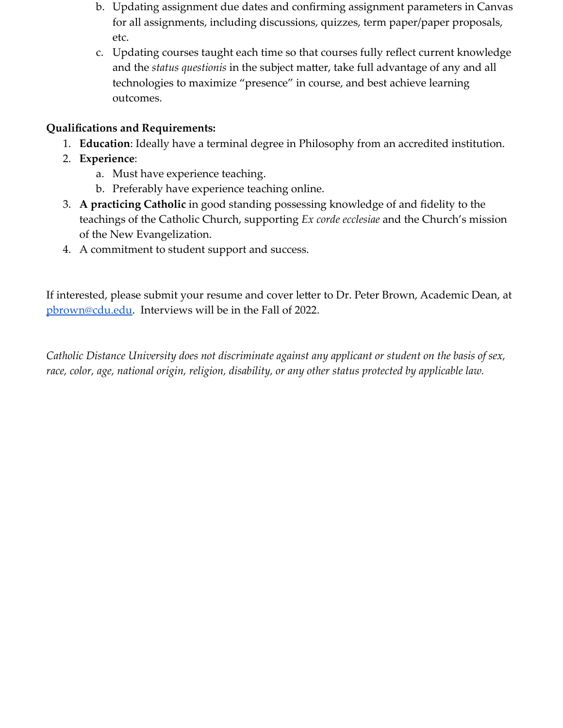b. Updating assignment due dates and confirming assignment parameters in Canvas for all assignments, including discussions, quizzes, term paper/paper proposals, etc.
   c. Updating courses taught each time so that courses fully reflect current knowledge and the *status questionis* in the subject matter, take full advantage of any and all technologies to maximize "presence" in course, and best achieve learning outcomes.

**Qualifications and Requirements:**

1. **Education**: Ideally have a terminal degree in Philosophy from an accredited institution.
2. **Experience**:
   a. Must have experience teaching.
   b. Preferably have experience teaching online.
3. **A practicing Catholic** in good standing possessing knowledge of and fidelity to the teachings of the Catholic Church, supporting *Ex corde ecclesiae* and the Church's mission of the New Evangelization.
4. A commitment to student support and success.

If interested, please submit your resume and cover letter to Dr. Peter Brown, Academic Dean, at [pbrown@cdu.edu](mailto:pbrown@cdu.edu). Interviews will be in the Fall of 2022.

*Catholic Distance University does not discriminate against any applicant or student on the basis of sex, race, color, age, national origin, religion, disability, or any other status protected by applicable law.*